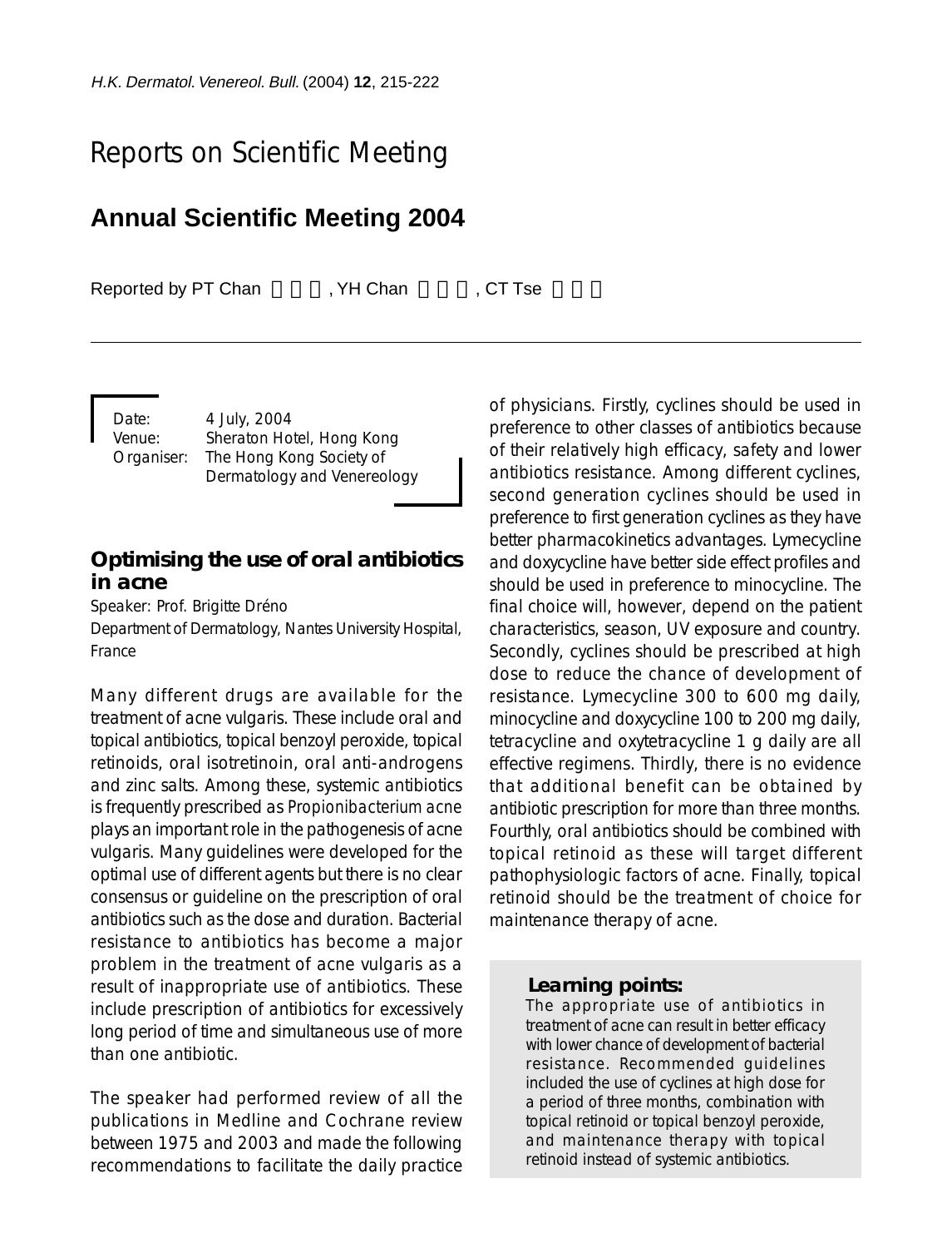# Reports on Scientific Meeting

## Annual Scientific Meeting 2004

Reported by PT Chan, YH Chan, CT Tse

Date: 4 July, 2004
Venue: Sheraton Hotel, Hong Kong
Organiser: The Hong Kong Society of Dermatology and Venereology

### Optimising the use of oral antibiotics in acne

Speaker: Prof. Brigitte Dréno
Department of Dermatology, Nantes University Hospital, France

Many different drugs are available for the treatment of acne vulgaris. These include oral and topical antibiotics, topical benzoyl peroxide, topical retinoids, oral isotretinoin, oral anti-androgens and zinc salts. Among these, systemic antibiotics is frequently prescribed as *Propionibacterium acne* plays an important role in the pathogenesis of acne vulgaris. Many guidelines were developed for the optimal use of different agents but there is no clear consensus or guideline on the prescription of oral antibiotics such as the dose and duration. Bacterial resistance to antibiotics has become a major problem in the treatment of acne vulgaris as a result of inappropriate use of antibiotics. These include prescription of antibiotics for excessively long period of time and simultaneous use of more than one antibiotic.

The speaker had performed review of all the publications in Medline and Cochrane review between 1975 and 2003 and made the following recommendations to facilitate the daily practice of physicians. Firstly, cyclines should be used in preference to other classes of antibiotics because of their relatively high efficacy, safety and lower antibiotics resistance. Among different cyclines, second generation cyclines should be used in preference to first generation cyclines as they have better pharmacokinetics advantages. Lymecycline and doxycycline have better side effect profiles and should be used in preference to minocycline. The final choice will, however, depend on the patient characteristics, season, UV exposure and country. Secondly, cyclines should be prescribed at high dose to reduce the chance of development of resistance. Lymecycline 300 to 600 mg daily, minocycline and doxycycline 100 to 200 mg daily, tetracycline and oxytetracycline 1 g daily are all effective regimens. Thirdly, there is no evidence that additional benefit can be obtained by antibiotic prescription for more than three months. Fourthly, oral antibiotics should be combined with topical retinoid as these will target different pathophysiologic factors of acne. Finally, topical retinoid should be the treatment of choice for maintenance therapy of acne.

**Learning points:**

The appropriate use of antibiotics in treatment of acne can result in better efficacy with lower chance of development of bacterial resistance. Recommended guidelines included the use of cyclines at high dose for a period of three months, combination with topical retinoid or topical benzoyl peroxide, and maintenance therapy with topical retinoid instead of systemic antibiotics.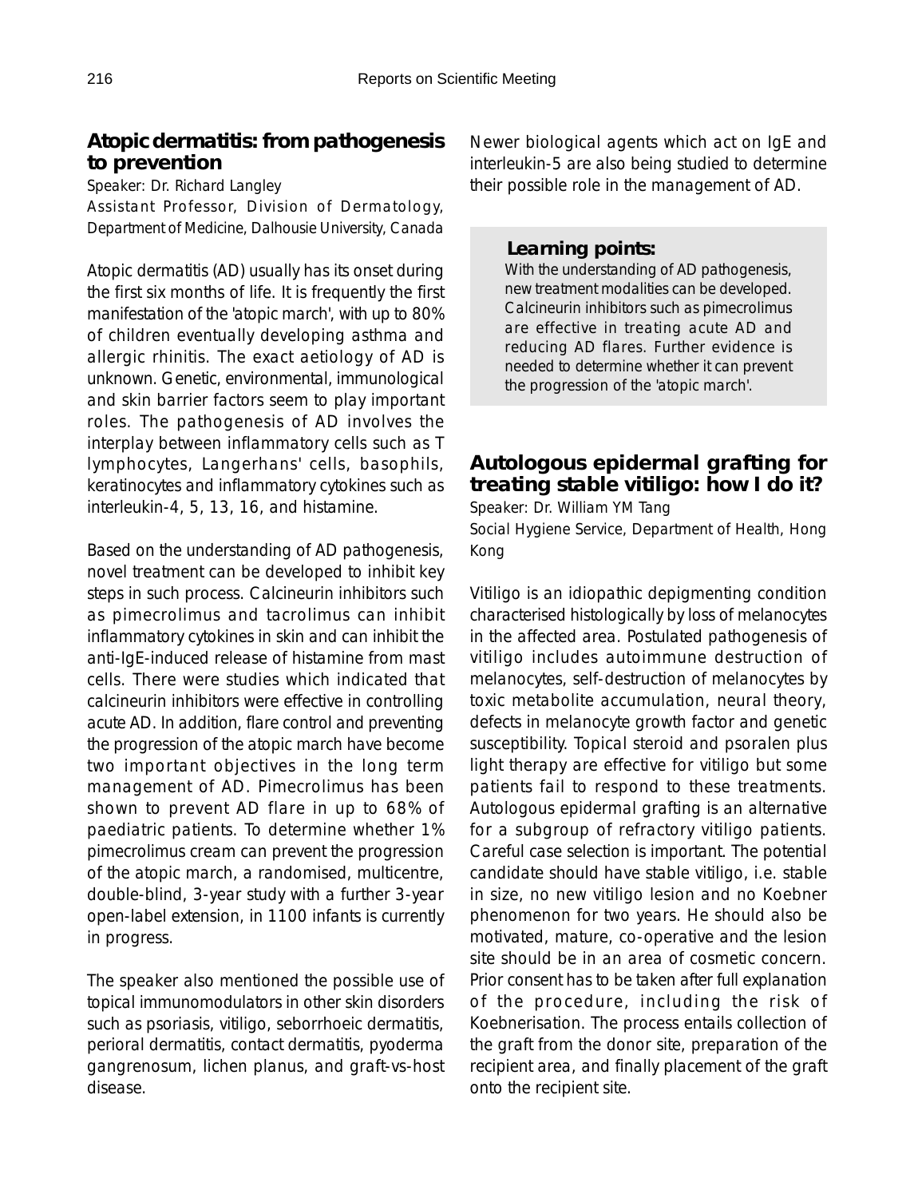## Atopic dermatitis: from pathogenesis to prevention

Speaker: Dr. Richard Langley

Assistant Professor, Division of Dermatology, Department of Medicine, Dalhousie University, Canada

Atopic dermatitis (AD) usually has its onset during the first six months of life. It is frequently the first manifestation of the 'atopic march', with up to 80% of children eventually developing asthma and allergic rhinitis. The exact aetiology of AD is unknown. Genetic, environmental, immunological and skin barrier factors seem to play important roles. The pathogenesis of AD involves the interplay between inflammatory cells such as T lymphocytes, Langerhans' cells, basophils, keratinocytes and inflammatory cytokines such as interleukin-4, 5, 13, 16, and histamine.

Based on the understanding of AD pathogenesis, novel treatment can be developed to inhibit key steps in such process. Calcineurin inhibitors such as pimecrolimus and tacrolimus can inhibit inflammatory cytokines in skin and can inhibit the anti-IgE-induced release of histamine from mast cells. There were studies which indicated that calcineurin inhibitors were effective in controlling acute AD. In addition, flare control and preventing the progression of the atopic march have become two important objectives in the long term management of AD. Pimecrolimus has been shown to prevent AD flare in up to 68% of paediatric patients. To determine whether 1% pimecrolimus cream can prevent the progression of the atopic march, a randomised, multicentre, double-blind, 3-year study with a further 3-year open-label extension, in 1100 infants is currently in progress.

The speaker also mentioned the possible use of topical immunomodulators in other skin disorders such as psoriasis, vitiligo, seborrhoeic dermatitis, perioral dermatitis, contact dermatitis, pyoderma gangrenosum, lichen planus, and graft-vs-host disease.

Newer biological agents which act on IgE and interleukin-5 are also being studied to determine their possible role in the management of AD.

**Learning points:**

With the understanding of AD pathogenesis, new treatment modalities can be developed. Calcineurin inhibitors such as pimecrolimus are effective in treating acute AD and reducing AD flares. Further evidence is needed to determine whether it can prevent the progression of the 'atopic march'.

## Autologous epidermal grafting for treating stable vitiligo: how I do it?

Speaker: Dr. William YM Tang

Social Hygiene Service, Department of Health, Hong Kong

Vitiligo is an idiopathic depigmenting condition characterised histologically by loss of melanocytes in the affected area. Postulated pathogenesis of vitiligo includes autoimmune destruction of melanocytes, self-destruction of melanocytes by toxic metabolite accumulation, neural theory, defects in melanocyte growth factor and genetic susceptibility. Topical steroid and psoralen plus light therapy are effective for vitiligo but some patients fail to respond to these treatments. Autologous epidermal grafting is an alternative for a subgroup of refractory vitiligo patients. Careful case selection is important. The potential candidate should have stable vitiligo, i.e. stable in size, no new vitiligo lesion and no Koebner phenomenon for two years. He should also be motivated, mature, co-operative and the lesion site should be in an area of cosmetic concern. Prior consent has to be taken after full explanation of the procedure, including the risk of Koebnerisation. The process entails collection of the graft from the donor site, preparation of the recipient area, and finally placement of the graft onto the recipient site.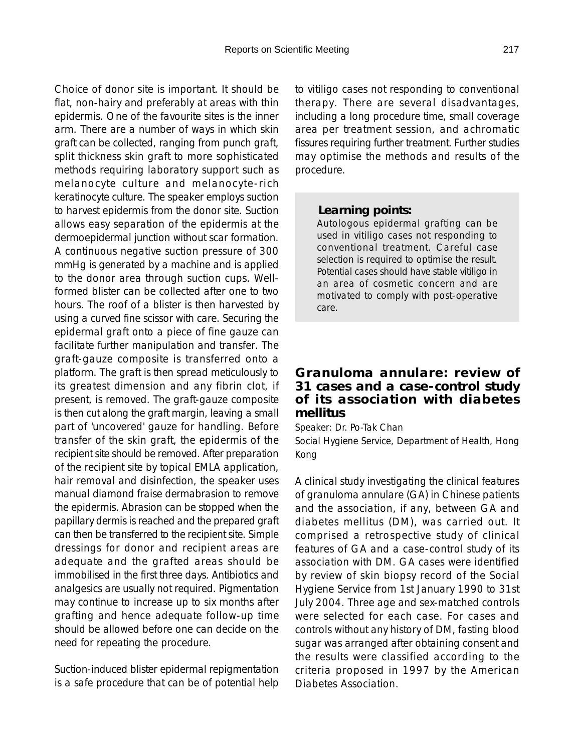Choice of donor site is important. It should be flat, non-hairy and preferably at areas with thin epidermis. One of the favourite sites is the inner arm. There are a number of ways in which skin graft can be collected, ranging from punch graft, split thickness skin graft to more sophisticated methods requiring laboratory support such as melanocyte culture and melanocyte-rich keratinocyte culture. The speaker employs suction to harvest epidermis from the donor site. Suction allows easy separation of the epidermis at the dermoepidermal junction without scar formation. A continuous negative suction pressure of 300 mmHg is generated by a machine and is applied to the donor area through suction cups. Well-formed blister can be collected after one to two hours. The roof of a blister is then harvested by using a curved fine scissor with care. Securing the epidermal graft onto a piece of fine gauze can facilitate further manipulation and transfer. The graft-gauze composite is transferred onto a platform. The graft is then spread meticulously to its greatest dimension and any fibrin clot, if present, is removed. The graft-gauze composite is then cut along the graft margin, leaving a small part of 'uncovered' gauze for handling. Before transfer of the skin graft, the epidermis of the recipient site should be removed. After preparation of the recipient site by topical EMLA application, hair removal and disinfection, the speaker uses manual diamond fraise dermabrasion to remove the epidermis. Abrasion can be stopped when the papillary dermis is reached and the prepared graft can then be transferred to the recipient site. Simple dressings for donor and recipient areas are adequate and the grafted areas should be immobilised in the first three days. Antibiotics and analgesics are usually not required. Pigmentation may continue to increase up to six months after grafting and hence adequate follow-up time should be allowed before one can decide on the need for repeating the procedure.

Suction-induced blister epidermal repigmentation is a safe procedure that can be of potential help to vitiligo cases not responding to conventional therapy. There are several disadvantages, including a long procedure time, small coverage area per treatment session, and achromatic fissures requiring further treatment. Further studies may optimise the methods and results of the procedure.

**Learning points:**

Autologous epidermal grafting can be used in vitiligo cases not responding to conventional treatment. Careful case selection is required to optimise the result. Potential cases should have stable vitiligo in an area of cosmetic concern and are motivated to comply with post-operative care.

## Granuloma annulare: review of 31 cases and a case-control study of its association with diabetes mellitus

Speaker: Dr. Po-Tak Chan

Social Hygiene Service, Department of Health, Hong Kong

A clinical study investigating the clinical features of granuloma annulare (GA) in Chinese patients and the association, if any, between GA and diabetes mellitus (DM), was carried out. It comprised a retrospective study of clinical features of GA and a case-control study of its association with DM. GA cases were identified by review of skin biopsy record of the Social Hygiene Service from 1st January 1990 to 31st July 2004. Three age and sex-matched controls were selected for each case. For cases and controls without any history of DM, fasting blood sugar was arranged after obtaining consent and the results were classified according to the criteria proposed in 1997 by the American Diabetes Association.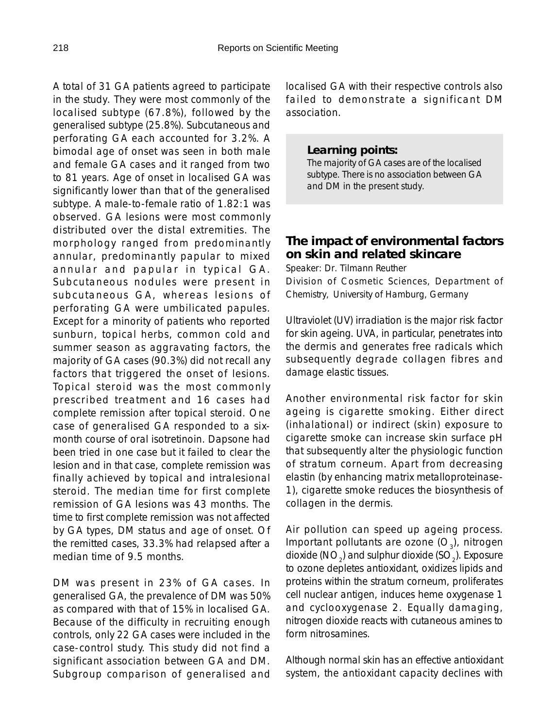A total of 31 GA patients agreed to participate in the study. They were most commonly of the localised subtype (67.8%), followed by the generalised subtype (25.8%). Subcutaneous and perforating GA each accounted for 3.2%. A bimodal age of onset was seen in both male and female GA cases and it ranged from two to 81 years. Age of onset in localised GA was significantly lower than that of the generalised subtype. A male-to-female ratio of 1.82:1 was observed. GA lesions were most commonly distributed over the distal extremities. The morphology ranged from predominantly annular, predominantly papular to mixed annular and papular in typical GA. Subcutaneous nodules were present in subcutaneous GA, whereas lesions of perforating GA were umbilicated papules. Except for a minority of patients who reported sunburn, topical herbs, common cold and summer season as aggravating factors, the majority of GA cases (90.3%) did not recall any factors that triggered the onset of lesions. Topical steroid was the most commonly prescribed treatment and 16 cases had complete remission after topical steroid. One case of generalised GA responded to a six-month course of oral isotretinoin. Dapsone had been tried in one case but it failed to clear the lesion and in that case, complete remission was finally achieved by topical and intralesional steroid. The median time for first complete remission of GA lesions was 43 months. The time to first complete remission was not affected by GA types, DM status and age of onset. Of the remitted cases, 33.3% had relapsed after a median time of 9.5 months.

DM was present in 23% of GA cases. In generalised GA, the prevalence of DM was 50% as compared with that of 15% in localised GA. Because of the difficulty in recruiting enough controls, only 22 GA cases were included in the case-control study. This study did not find a significant association between GA and DM. Subgroup comparison of generalised and localised GA with their respective controls also failed to demonstrate a significant DM association.

> **Learning points:**
> The majority of GA cases are of the localised subtype. There is no association between GA and DM in the present study.

## The impact of environmental factors on skin and related skincare

Speaker: Dr. Tilmann Reuther

Division of Cosmetic Sciences, Department of Chemistry, University of Hamburg, Germany

Ultraviolet (UV) irradiation is the major risk factor for skin ageing. UVA, in particular, penetrates into the dermis and generates free radicals which subsequently degrade collagen fibres and damage elastic tissues.

Another environmental risk factor for skin ageing is cigarette smoking. Either direct (inhalational) or indirect (skin) exposure to cigarette smoke can increase skin surface pH that subsequently alter the physiologic function of stratum corneum. Apart from decreasing elastin (by enhancing matrix metalloproteinase-1), cigarette smoke reduces the biosynthesis of collagen in the dermis.

Air pollution can speed up ageing process. Important pollutants are ozone ($O_3$), nitrogen dioxide ($NO_2$) and sulphur dioxide ($SO_2$). Exposure to ozone depletes antioxidant, oxidizes lipids and proteins within the stratum corneum, proliferates cell nuclear antigen, induces heme oxygenase 1 and cyclooxygenase 2. Equally damaging, nitrogen dioxide reacts with cutaneous amines to form nitrosamines.

Although normal skin has an effective antioxidant system, the antioxidant capacity declines with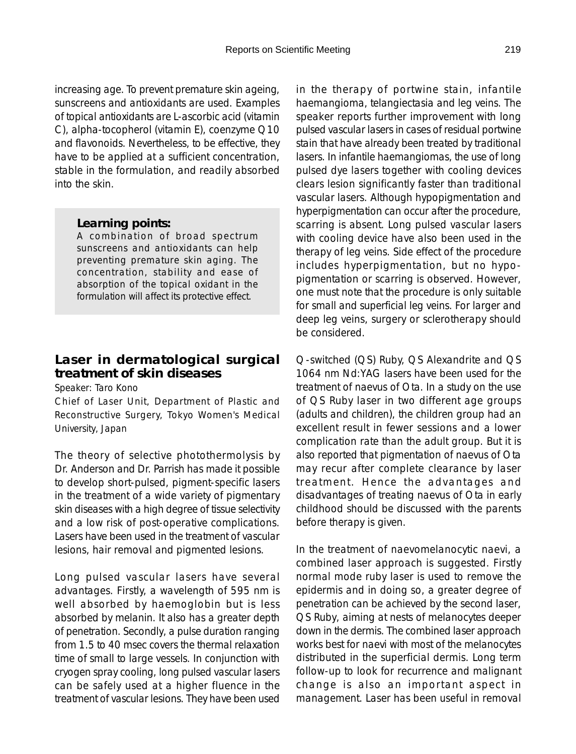increasing age. To prevent premature skin ageing, sunscreens and antioxidants are used. Examples of topical antioxidants are L-ascorbic acid (vitamin C), alpha-tocopherol (vitamin E), coenzyme Q10 and flavonoids. Nevertheless, to be effective, they have to be applied at a sufficient concentration, stable in the formulation, and readily absorbed into the skin.

> **Learning points:**
> A combination of broad spectrum sunscreens and antioxidants can help preventing premature skin aging. The concentration, stability and ease of absorption of the topical oxidant in the formulation will affect its protective effect.

## Laser in dermatological surgical treatment of skin diseases

Speaker: Taro Kono

Chief of Laser Unit, Department of Plastic and Reconstructive Surgery, Tokyo Women's Medical University, Japan

The theory of selective photothermolysis by Dr. Anderson and Dr. Parrish has made it possible to develop short-pulsed, pigment-specific lasers in the treatment of a wide variety of pigmentary skin diseases with a high degree of tissue selectivity and a low risk of post-operative complications. Lasers have been used in the treatment of vascular lesions, hair removal and pigmented lesions.

Long pulsed vascular lasers have several advantages. Firstly, a wavelength of 595 nm is well absorbed by haemoglobin but is less absorbed by melanin. It also has a greater depth of penetration. Secondly, a pulse duration ranging from 1.5 to 40 msec covers the thermal relaxation time of small to large vessels. In conjunction with cryogen spray cooling, long pulsed vascular lasers can be safely used at a higher fluence in the treatment of vascular lesions. They have been used in the therapy of portwine stain, infantile haemangioma, telangiectasia and leg veins. The speaker reports further improvement with long pulsed vascular lasers in cases of residual portwine stain that have already been treated by traditional lasers. In infantile haemangiomas, the use of long pulsed dye lasers together with cooling devices clears lesion significantly faster than traditional vascular lasers. Although hypopigmentation and hyperpigmentation can occur after the procedure, scarring is absent. Long pulsed vascular lasers with cooling device have also been used in the therapy of leg veins. Side effect of the procedure includes hyperpigmentation, but no hypopigmentation or scarring is observed. However, one must note that the procedure is only suitable for small and superficial leg veins. For larger and deep leg veins, surgery or sclerotherapy should be considered.

Q-switched (QS) Ruby, QS Alexandrite and QS 1064 nm Nd:YAG lasers have been used for the treatment of naevus of Ota. In a study on the use of QS Ruby laser in two different age groups (adults and children), the children group had an excellent result in fewer sessions and a lower complication rate than the adult group. But it is also reported that pigmentation of naevus of Ota may recur after complete clearance by laser treatment. Hence the advantages and disadvantages of treating naevus of Ota in early childhood should be discussed with the parents before therapy is given.

In the treatment of naevomelanocytic naevi, a combined laser approach is suggested. Firstly normal mode ruby laser is used to remove the epidermis and in doing so, a greater degree of penetration can be achieved by the second laser, QS Ruby, aiming at nests of melanocytes deeper down in the dermis. The combined laser approach works best for naevi with most of the melanocytes distributed in the superficial dermis. Long term follow-up to look for recurrence and malignant change is also an important aspect in management. Laser has been useful in removal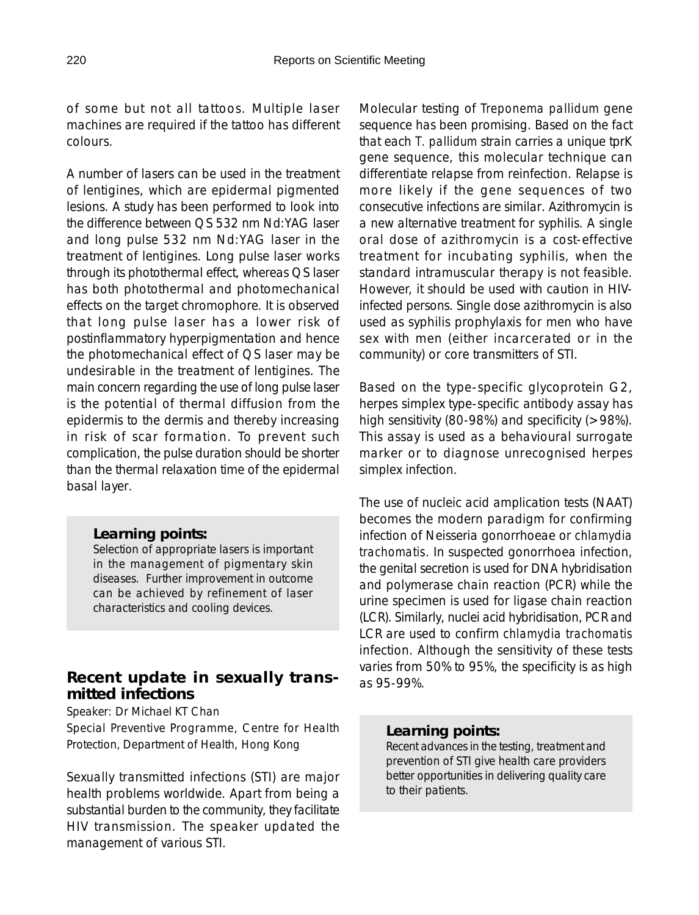of some but not all tattoos. Multiple laser machines are required if the tattoo has different colours.

A number of lasers can be used in the treatment of lentigines, which are epidermal pigmented lesions. A study has been performed to look into the difference between QS 532 nm Nd:YAG laser and long pulse 532 nm Nd:YAG laser in the treatment of lentigines. Long pulse laser works through its photothermal effect, whereas QS laser has both photothermal and photomechanical effects on the target chromophore. It is observed that long pulse laser has a lower risk of postinflammatory hyperpigmentation and hence the photomechanical effect of QS laser may be undesirable in the treatment of lentigines. The main concern regarding the use of long pulse laser is the potential of thermal diffusion from the epidermis to the dermis and thereby increasing in risk of scar formation. To prevent such complication, the pulse duration should be shorter than the thermal relaxation time of the epidermal basal layer.

> **Learning points:**
> Selection of appropriate lasers is important in the management of pigmentary skin diseases. Further improvement in outcome can be achieved by refinement of laser characteristics and cooling devices.

## Recent update in sexually transmitted infections

Speaker: Dr Michael KT Chan

Special Preventive Programme, Centre for Health Protection, Department of Health, Hong Kong

Sexually transmitted infections (STI) are major health problems worldwide. Apart from being a substantial burden to the community, they facilitate HIV transmission. The speaker updated the management of various STI.

Molecular testing of *Treponema pallidum* gene sequence has been promising. Based on the fact that each *T. pallidum* strain carries a unique tprK gene sequence, this molecular technique can differentiate relapse from reinfection. Relapse is more likely if the gene sequences of two consecutive infections are similar. Azithromycin is a new alternative treatment for syphilis. A single oral dose of azithromycin is a cost-effective treatment for incubating syphilis, when the standard intramuscular therapy is not feasible. However, it should be used with caution in HIV-infected persons. Single dose azithromycin is also used as syphilis prophylaxis for men who have sex with men (either incarcerated or in the community) or core transmitters of STI.

Based on the type-specific glycoprotein G2, herpes simplex type-specific antibody assay has high sensitivity (80-98%) and specificity (>98%). This assay is used as a behavioural surrogate marker or to diagnose unrecognised herpes simplex infection.

The use of nucleic acid amplication tests (NAAT) becomes the modern paradigm for confirming infection of Neisseria gonorrhoeae or *chlamydia trachomatis*. In suspected gonorrhoea infection, the genital secretion is used for DNA hybridisation and polymerase chain reaction (PCR) while the urine specimen is used for ligase chain reaction (LCR). Similarly, nuclei acid hybridisation, PCR and LCR are used to confirm *chlamydia trachomatis* infection. Although the sensitivity of these tests varies from 50% to 95%, the specificity is as high as 95-99%.

> **Learning points:**
> Recent advances in the testing, treatment and prevention of STI give health care providers better opportunities in delivering quality care to their patients.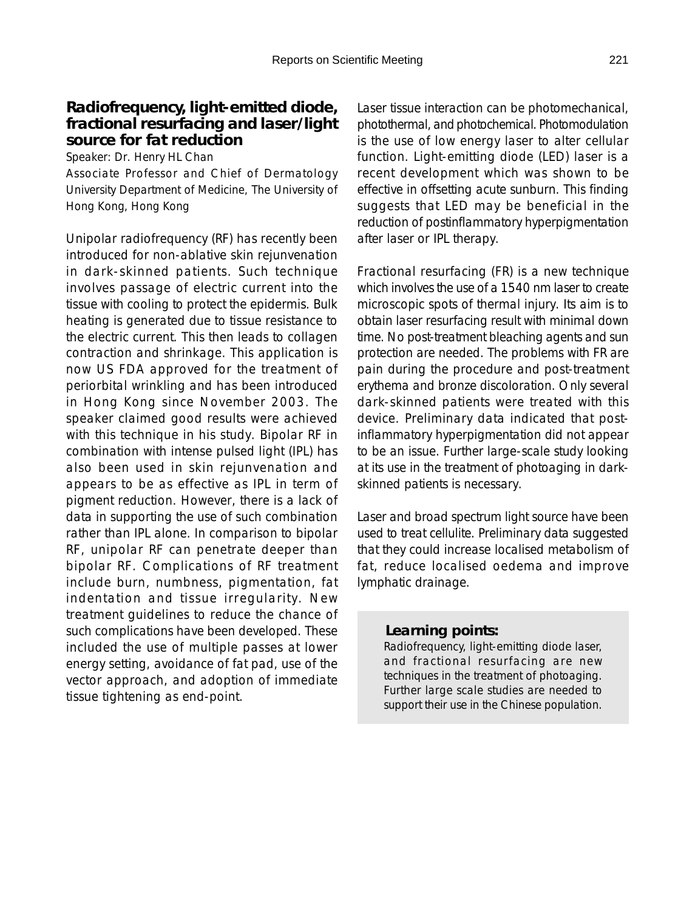## Radiofrequency, light-emitted diode, fractional resurfacing and laser/light source for fat reduction

Speaker: Dr. Henry HL Chan

Associate Professor and Chief of Dermatology University Department of Medicine, The University of Hong Kong, Hong Kong

Unipolar radiofrequency (RF) has recently been introduced for non-ablative skin rejunvenation in dark-skinned patients. Such technique involves passage of electric current into the tissue with cooling to protect the epidermis. Bulk heating is generated due to tissue resistance to the electric current. This then leads to collagen contraction and shrinkage. This application is now US FDA approved for the treatment of periorbital wrinkling and has been introduced in Hong Kong since November 2003. The speaker claimed good results were achieved with this technique in his study. Bipolar RF in combination with intense pulsed light (IPL) has also been used in skin rejunvenation and appears to be as effective as IPL in term of pigment reduction. However, there is a lack of data in supporting the use of such combination rather than IPL alone. In comparison to bipolar RF, unipolar RF can penetrate deeper than bipolar RF. Complications of RF treatment include burn, numbness, pigmentation, fat indentation and tissue irregularity. New treatment guidelines to reduce the chance of such complications have been developed. These included the use of multiple passes at lower energy setting, avoidance of fat pad, use of the vector approach, and adoption of immediate tissue tightening as end-point.

Laser tissue interaction can be photomechanical, photothermal, and photochemical. Photomodulation is the use of low energy laser to alter cellular function. Light-emitting diode (LED) laser is a recent development which was shown to be effective in offsetting acute sunburn. This finding suggests that LED may be beneficial in the reduction of postinflammatory hyperpigmentation after laser or IPL therapy.

Fractional resurfacing (FR) is a new technique which involves the use of a 1540 nm laser to create microscopic spots of thermal injury. Its aim is to obtain laser resurfacing result with minimal down time. No post-treatment bleaching agents and sun protection are needed. The problems with FR are pain during the procedure and post-treatment erythema and bronze discoloration. Only several dark-skinned patients were treated with this device. Preliminary data indicated that post-inflammatory hyperpigmentation did not appear to be an issue. Further large-scale study looking at its use in the treatment of photoaging in dark-skinned patients is necessary.

Laser and broad spectrum light source have been used to treat cellulite. Preliminary data suggested that they could increase localised metabolism of fat, reduce localised oedema and improve lymphatic drainage.

**Learning points:**

Radiofrequency, light-emitting diode laser, and fractional resurfacing are new techniques in the treatment of photoaging. Further large scale studies are needed to support their use in the Chinese population.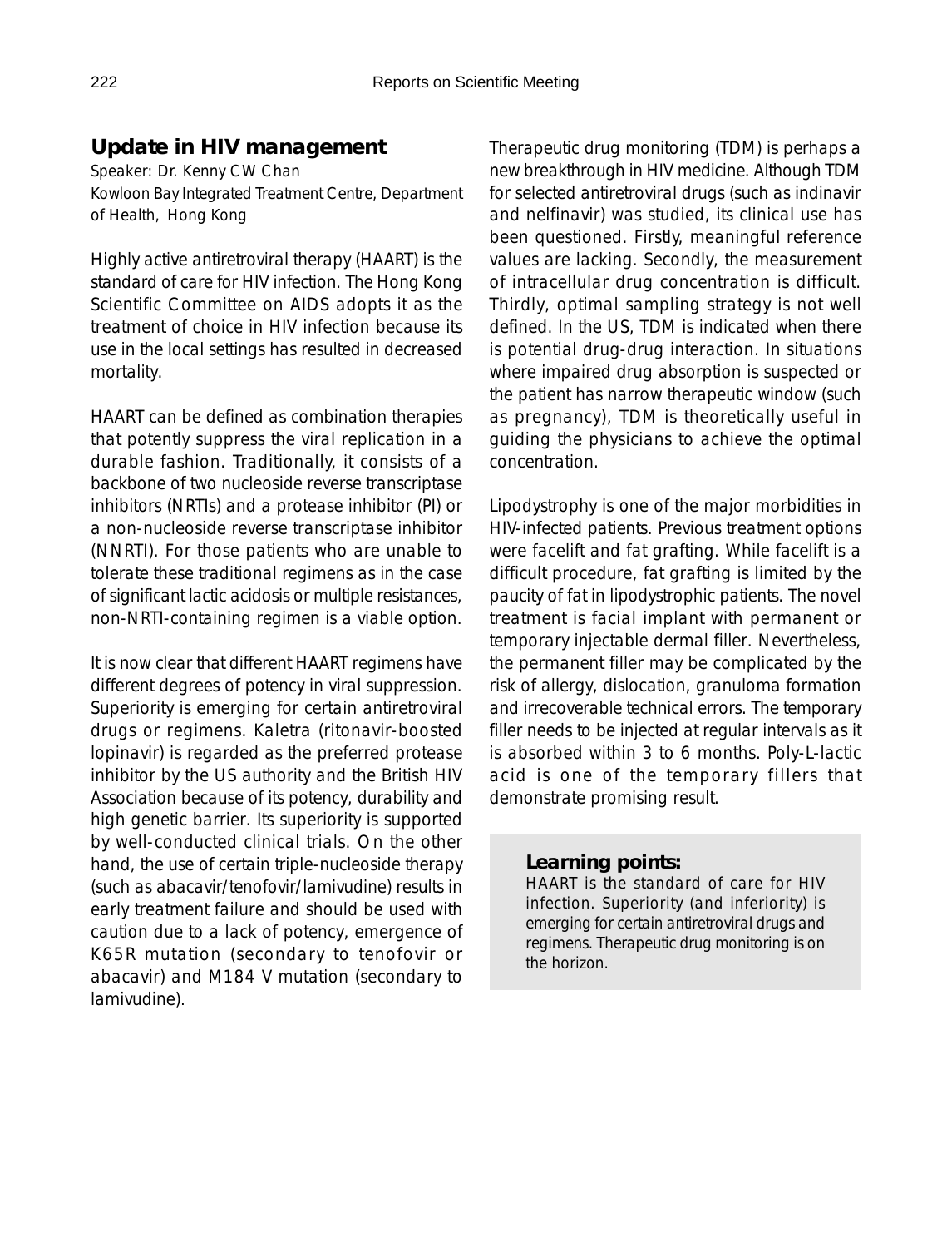## Update in HIV management

Speaker: Dr. Kenny CW Chan
Kowloon Bay Integrated Treatment Centre, Department of Health, Hong Kong

Highly active antiretroviral therapy (HAART) is the standard of care for HIV infection. The Hong Kong Scientific Committee on AIDS adopts it as the treatment of choice in HIV infection because its use in the local settings has resulted in decreased mortality.

HAART can be defined as combination therapies that potently suppress the viral replication in a durable fashion. Traditionally, it consists of a backbone of two nucleoside reverse transcriptase inhibitors (NRTIs) and a protease inhibitor (PI) or a non-nucleoside reverse transcriptase inhibitor (NNRTI). For those patients who are unable to tolerate these traditional regimens as in the case of significant lactic acidosis or multiple resistances, non-NRTI-containing regimen is a viable option.

It is now clear that different HAART regimens have different degrees of potency in viral suppression. Superiority is emerging for certain antiretroviral drugs or regimens. Kaletra (ritonavir-boosted lopinavir) is regarded as the preferred protease inhibitor by the US authority and the British HIV Association because of its potency, durability and high genetic barrier. Its superiority is supported by well-conducted clinical trials. On the other hand, the use of certain triple-nucleoside therapy (such as abacavir/tenofovir/lamivudine) results in early treatment failure and should be used with caution due to a lack of potency, emergence of K65R mutation (secondary to tenofovir or abacavir) and M184 V mutation (secondary to lamivudine).

Therapeutic drug monitoring (TDM) is perhaps a new breakthrough in HIV medicine. Although TDM for selected antiretroviral drugs (such as indinavir and nelfinavir) was studied, its clinical use has been questioned. Firstly, meaningful reference values are lacking. Secondly, the measurement of intracellular drug concentration is difficult. Thirdly, optimal sampling strategy is not well defined. In the US, TDM is indicated when there is potential drug-drug interaction. In situations where impaired drug absorption is suspected or the patient has narrow therapeutic window (such as pregnancy), TDM is theoretically useful in guiding the physicians to achieve the optimal concentration.

Lipodystrophy is one of the major morbidities in HIV-infected patients. Previous treatment options were facelift and fat grafting. While facelift is a difficult procedure, fat grafting is limited by the paucity of fat in lipodystrophic patients. The novel treatment is facial implant with permanent or temporary injectable dermal filler. Nevertheless, the permanent filler may be complicated by the risk of allergy, dislocation, granuloma formation and irrecoverable technical errors. The temporary filler needs to be injected at regular intervals as it is absorbed within 3 to 6 months. Poly-L-lactic acid is one of the temporary fillers that demonstrate promising result.

**Learning points:**

HAART is the standard of care for HIV infection. Superiority (and inferiority) is emerging for certain antiretroviral drugs and regimens. Therapeutic drug monitoring is on the horizon.